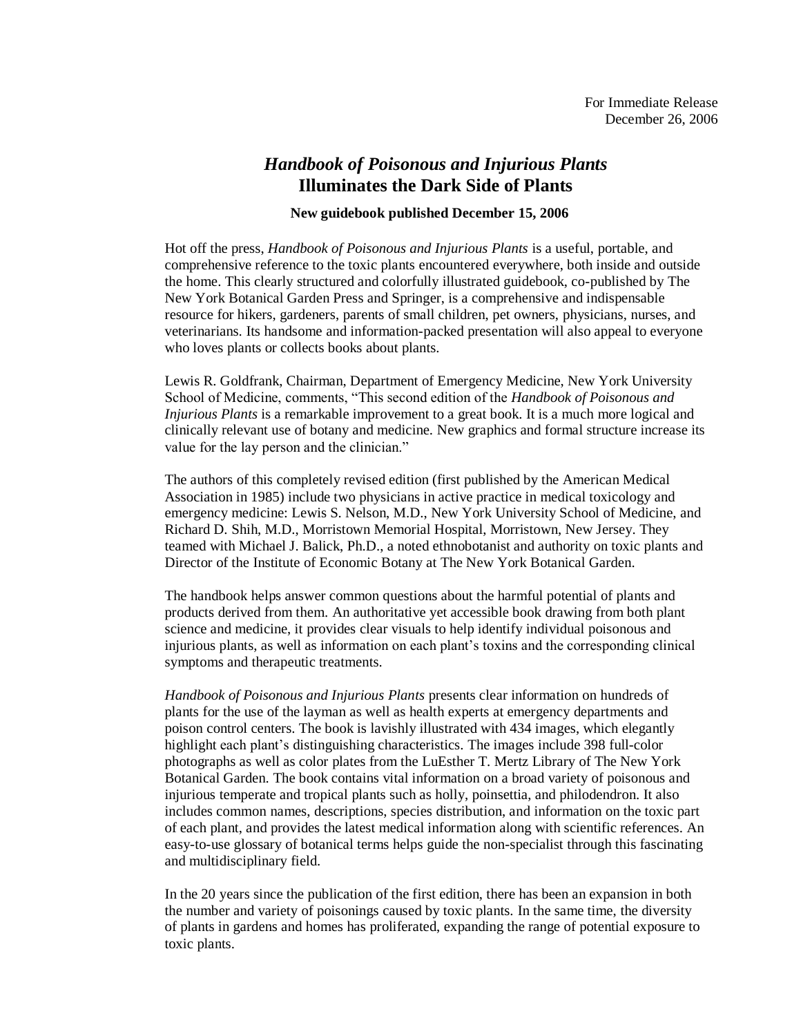For Immediate Release
December 26, 2006

# *Handbook of Poisonous and Injurious Plants* Illuminates the Dark Side of Plants

**New guidebook published December 15, 2006**

Hot off the press, *Handbook of Poisonous and Injurious Plants* is a useful, portable, and comprehensive reference to the toxic plants encountered everywhere, both inside and outside the home. This clearly structured and colorfully illustrated guidebook, co-published by The New York Botanical Garden Press and Springer, is a comprehensive and indispensable resource for hikers, gardeners, parents of small children, pet owners, physicians, nurses, and veterinarians. Its handsome and information-packed presentation will also appeal to everyone who loves plants or collects books about plants.

Lewis R. Goldfrank, Chairman, Department of Emergency Medicine, New York University School of Medicine, comments, "This second edition of the *Handbook of Poisonous and Injurious Plants* is a remarkable improvement to a great book. It is a much more logical and clinically relevant use of botany and medicine. New graphics and formal structure increase its value for the lay person and the clinician."

The authors of this completely revised edition (first published by the American Medical Association in 1985) include two physicians in active practice in medical toxicology and emergency medicine: Lewis S. Nelson, M.D., New York University School of Medicine, and Richard D. Shih, M.D., Morristown Memorial Hospital, Morristown, New Jersey. They teamed with Michael J. Balick, Ph.D., a noted ethnobotanist and authority on toxic plants and Director of the Institute of Economic Botany at The New York Botanical Garden.

The handbook helps answer common questions about the harmful potential of plants and products derived from them. An authoritative yet accessible book drawing from both plant science and medicine, it provides clear visuals to help identify individual poisonous and injurious plants, as well as information on each plant's toxins and the corresponding clinical symptoms and therapeutic treatments.

*Handbook of Poisonous and Injurious Plants* presents clear information on hundreds of plants for the use of the layman as well as health experts at emergency departments and poison control centers. The book is lavishly illustrated with 434 images, which elegantly highlight each plant's distinguishing characteristics. The images include 398 full-color photographs as well as color plates from the LuEsther T. Mertz Library of The New York Botanical Garden. The book contains vital information on a broad variety of poisonous and injurious temperate and tropical plants such as holly, poinsettia, and philodendron. It also includes common names, descriptions, species distribution, and information on the toxic part of each plant, and provides the latest medical information along with scientific references. An easy-to-use glossary of botanical terms helps guide the non-specialist through this fascinating and multidisciplinary field.

In the 20 years since the publication of the first edition, there has been an expansion in both the number and variety of poisonings caused by toxic plants. In the same time, the diversity of plants in gardens and homes has proliferated, expanding the range of potential exposure to toxic plants.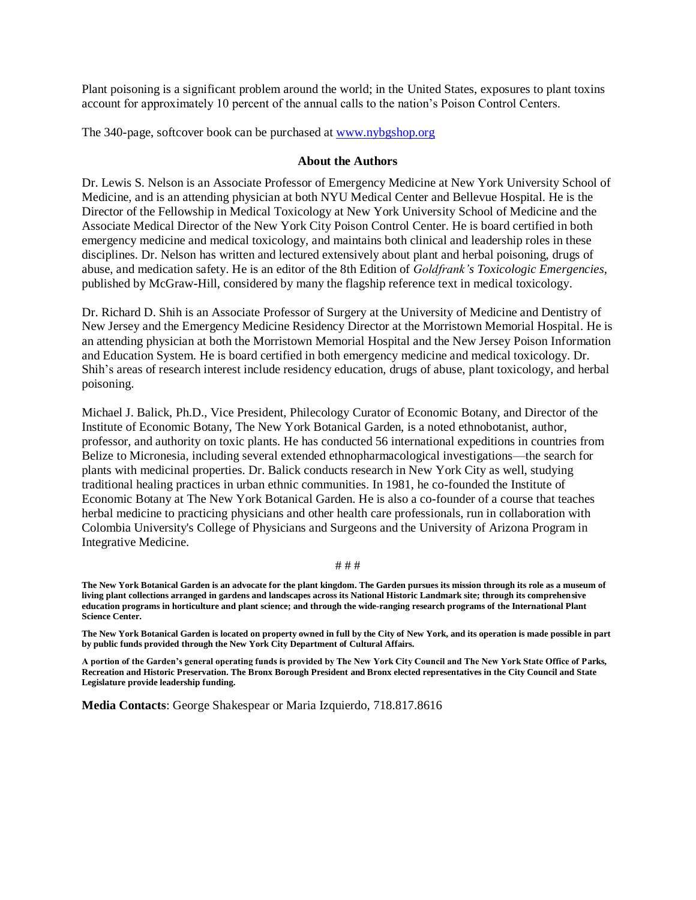Plant poisoning is a significant problem around the world; in the United States, exposures to plant toxins account for approximately 10 percent of the annual calls to the nation's Poison Control Centers.

The 340-page, softcover book can be purchased at [www.nybgshop.org](http://www.nybgshop.org)

## About the Authors

Dr. Lewis S. Nelson is an Associate Professor of Emergency Medicine at New York University School of Medicine, and is an attending physician at both NYU Medical Center and Bellevue Hospital. He is the Director of the Fellowship in Medical Toxicology at New York University School of Medicine and the Associate Medical Director of the New York City Poison Control Center. He is board certified in both emergency medicine and medical toxicology, and maintains both clinical and leadership roles in these disciplines. Dr. Nelson has written and lectured extensively about plant and herbal poisoning, drugs of abuse, and medication safety. He is an editor of the 8th Edition of *Goldfrank's Toxicologic Emergencies,* published by McGraw-Hill, considered by many the flagship reference text in medical toxicology.

Dr. Richard D. Shih is an Associate Professor of Surgery at the University of Medicine and Dentistry of New Jersey and the Emergency Medicine Residency Director at the Morristown Memorial Hospital. He is an attending physician at both the Morristown Memorial Hospital and the New Jersey Poison Information and Education System. He is board certified in both emergency medicine and medical toxicology. Dr. Shih's areas of research interest include residency education, drugs of abuse, plant toxicology, and herbal poisoning.

Michael J. Balick, Ph.D., Vice President, Philecology Curator of Economic Botany, and Director of the Institute of Economic Botany, The New York Botanical Garden, is a noted ethnobotanist, author, professor, and authority on toxic plants. He has conducted 56 international expeditions in countries from Belize to Micronesia, including several extended ethnopharmacological investigations—the search for plants with medicinal properties. Dr. Balick conducts research in New York City as well, studying traditional healing practices in urban ethnic communities. In 1981, he co-founded the Institute of Economic Botany at The New York Botanical Garden. He is also a co-founder of a course that teaches herbal medicine to practicing physicians and other health care professionals, run in collaboration with Colombia University's College of Physicians and Surgeons and the University of Arizona Program in Integrative Medicine.

# # #

**The New York Botanical Garden is an advocate for the plant kingdom. The Garden pursues its mission through its role as a museum of living plant collections arranged in gardens and landscapes across its National Historic Landmark site; through its comprehensive education programs in horticulture and plant science; and through the wide-ranging research programs of the International Plant Science Center.**

**The New York Botanical Garden is located on property owned in full by the City of New York, and its operation is made possible in part by public funds provided through the New York City Department of Cultural Affairs.**

**A portion of the Garden's general operating funds is provided by The New York City Council and The New York State Office of Parks, Recreation and Historic Preservation. The Bronx Borough President and Bronx elected representatives in the City Council and State Legislature provide leadership funding.**

**Media Contacts**: George Shakespear or Maria Izquierdo, 718.817.8616